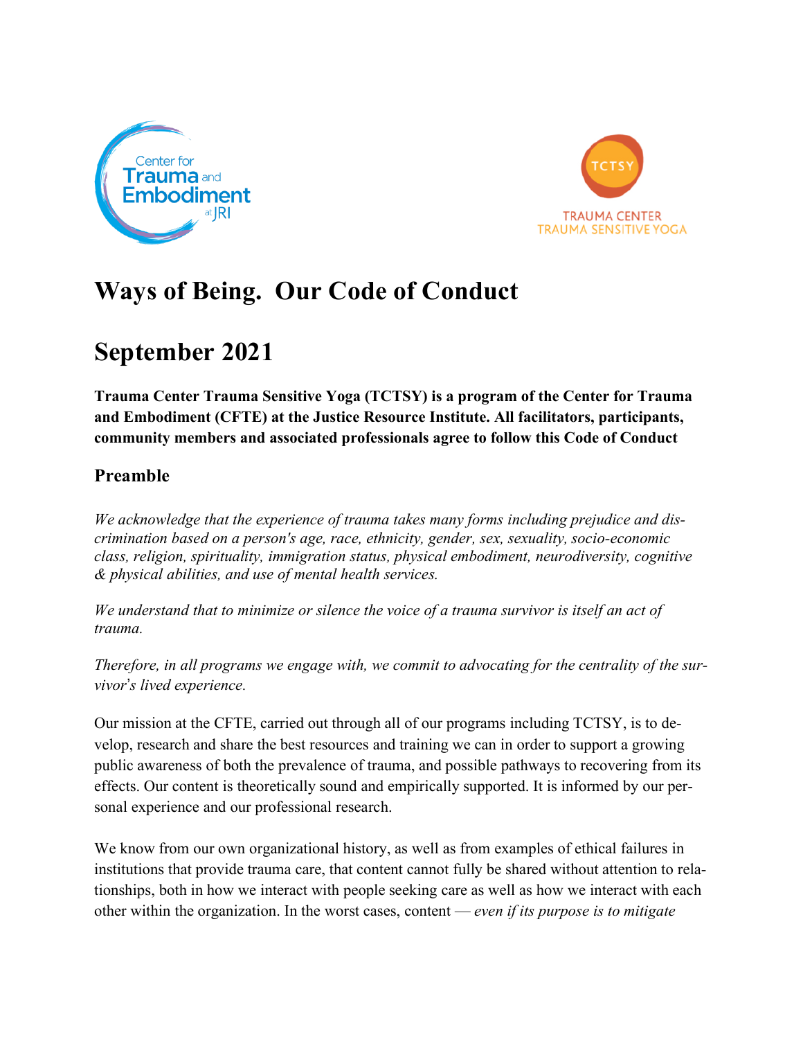# Ways of Being. Our Code of Conduct

# September 2021

**Trauma Center Trauma Sensitive Yoga (TCTSY) is a program of the Center for Trauma and Embodiment (CFTE) at the Justice Resource Institute. All facilitators, participants, community members and associated professionals agree to follow this Code of Conduct**

## Preamble

*We acknowledge that the experience of trauma takes many forms including prejudice and discrimination based on a person's age, race, ethnicity, gender, sex, sexuality, socio-economic class, religion, spirituality, immigration status, physical embodiment, neurodiversity, cognitive & physical abilities, and use of mental health services.*

*We understand that to minimize or silence the voice of a trauma survivor is itself an act of trauma.*

*Therefore, in all programs we engage with, we commit to advocating for the centrality of the survivor's lived experience.*

Our mission at the CFTE, carried out through all of our programs including TCTSY, is to develop, research and share the best resources and training we can in order to support a growing public awareness of both the prevalence of trauma, and possible pathways to recovering from its effects. Our content is theoretically sound and empirically supported. It is informed by our personal experience and our professional research.

We know from our own organizational history, as well as from examples of ethical failures in institutions that provide trauma care, that content cannot fully be shared without attention to relationships, both in how we interact with people seeking care as well as how we interact with each other within the organization. In the worst cases, content — *even if its purpose is to mitigate*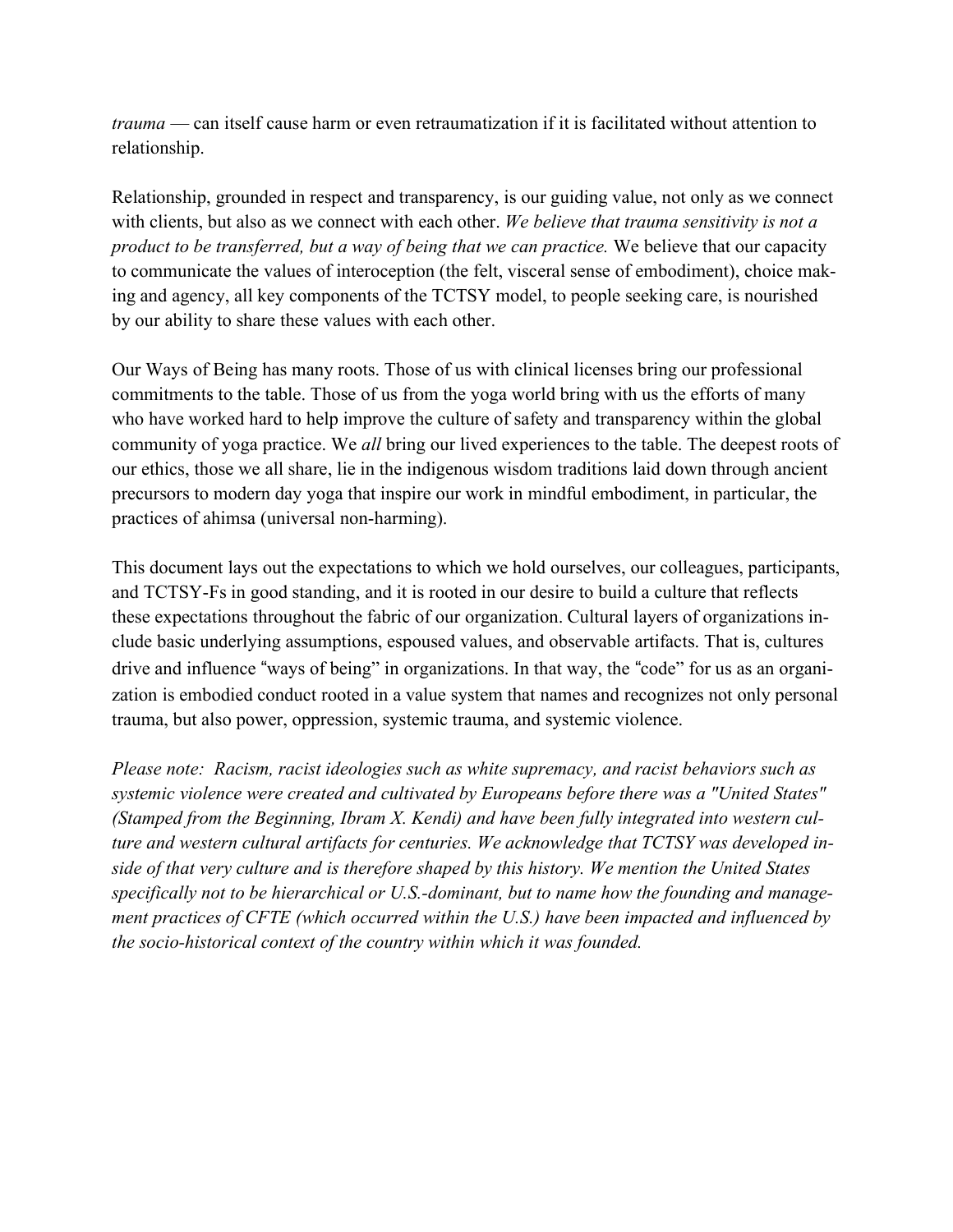*trauma* — can itself cause harm or even retraumatization if it is facilitated without attention to relationship.

Relationship, grounded in respect and transparency, is our guiding value, not only as we connect with clients, but also as we connect with each other. *We believe that trauma sensitivity is not a product to be transferred, but a way of being that we can practice.* We believe that our capacity to communicate the values of interoception (the felt, visceral sense of embodiment), choice making and agency, all key components of the TCTSY model, to people seeking care, is nourished by our ability to share these values with each other.

Our Ways of Being has many roots. Those of us with clinical licenses bring our professional commitments to the table. Those of us from the yoga world bring with us the efforts of many who have worked hard to help improve the culture of safety and transparency within the global community of yoga practice. We *all* bring our lived experiences to the table. The deepest roots of our ethics, those we all share, lie in the indigenous wisdom traditions laid down through ancient precursors to modern day yoga that inspire our work in mindful embodiment, in particular, the practices of ahimsa (universal non-harming).

This document lays out the expectations to which we hold ourselves, our colleagues, participants, and TCTSY-Fs in good standing, and it is rooted in our desire to build a culture that reflects these expectations throughout the fabric of our organization. Cultural layers of organizations include basic underlying assumptions, espoused values, and observable artifacts. That is, cultures drive and influence "ways of being" in organizations. In that way, the "code" for us as an organization is embodied conduct rooted in a value system that names and recognizes not only personal trauma, but also power, oppression, systemic trauma, and systemic violence.

*Please note: Racism, racist ideologies such as white supremacy, and racist behaviors such as systemic violence were created and cultivated by Europeans before there was a "United States" (Stamped from the Beginning, Ibram X. Kendi) and have been fully integrated into western culture and western cultural artifacts for centuries. We acknowledge that TCTSY was developed inside of that very culture and is therefore shaped by this history. We mention the United States specifically not to be hierarchical or U.S.-dominant, but to name how the founding and management practices of CFTE (which occurred within the U.S.) have been impacted and influenced by the socio-historical context of the country within which it was founded.*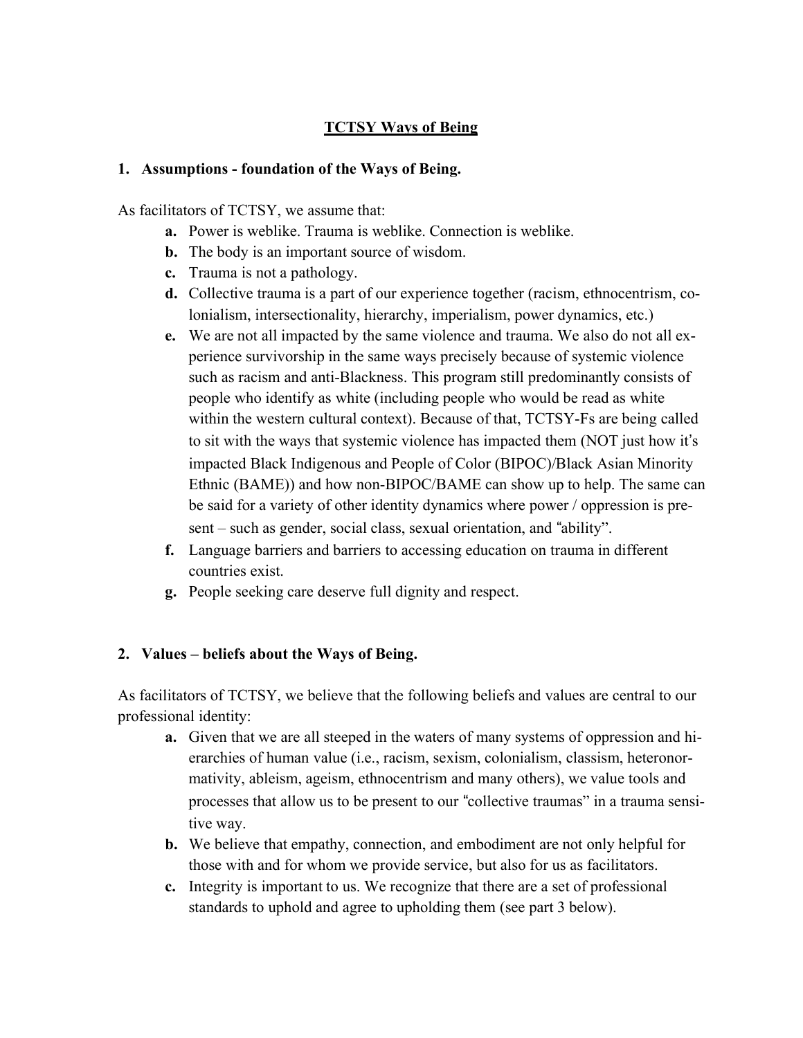**TCTSY Ways of Being**

**1. Assumptions - foundation of the Ways of Being.**

As facilitators of TCTSY, we assume that:

- **a.** Power is weblike. Trauma is weblike. Connection is weblike.
- **b.** The body is an important source of wisdom.
- **c.** Trauma is not a pathology.
- **d.** Collective trauma is a part of our experience together (racism, ethnocentrism, colonialism, intersectionality, hierarchy, imperialism, power dynamics, etc.)
- **e.** We are not all impacted by the same violence and trauma. We also do not all experience survivorship in the same ways precisely because of systemic violence such as racism and anti-Blackness. This program still predominantly consists of people who identify as white (including people who would be read as white within the western cultural context). Because of that, TCTSY-Fs are being called to sit with the ways that systemic violence has impacted them (NOT just how it's impacted Black Indigenous and People of Color (BIPOC)/Black Asian Minority Ethnic (BAME)) and how non-BIPOC/BAME can show up to help. The same can be said for a variety of other identity dynamics where power / oppression is present – such as gender, social class, sexual orientation, and "ability".
- **f.** Language barriers and barriers to accessing education on trauma in different countries exist.
- **g.** People seeking care deserve full dignity and respect.

**2. Values – beliefs about the Ways of Being.**

As facilitators of TCTSY, we believe that the following beliefs and values are central to our professional identity:

- **a.** Given that we are all steeped in the waters of many systems of oppression and hierarchies of human value (i.e., racism, sexism, colonialism, classism, heteronormativity, ableism, ageism, ethnocentrism and many others), we value tools and processes that allow us to be present to our "collective traumas" in a trauma sensitive way.
- **b.** We believe that empathy, connection, and embodiment are not only helpful for those with and for whom we provide service, but also for us as facilitators.
- **c.** Integrity is important to us. We recognize that there are a set of professional standards to uphold and agree to upholding them (see part 3 below).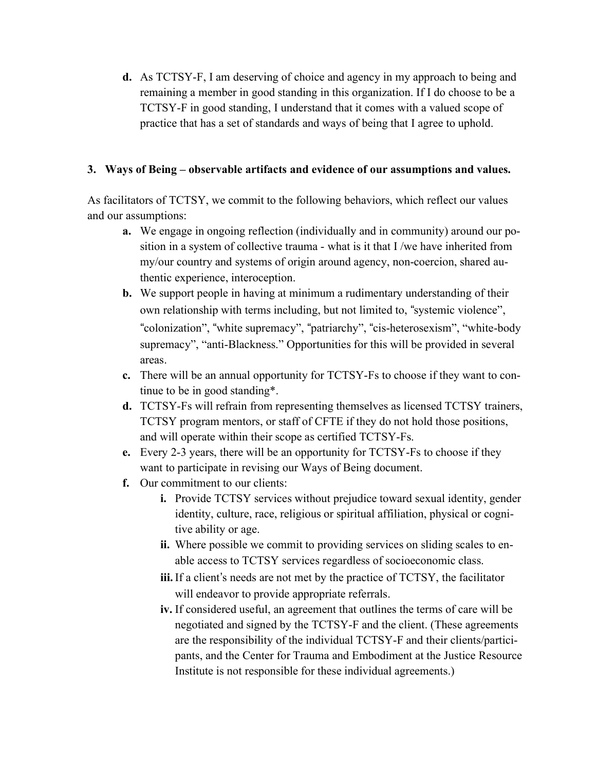d. As TCTSY-F, I am deserving of choice and agency in my approach to being and remaining a member in good standing in this organization. If I do choose to be a TCTSY-F in good standing, I understand that it comes with a valued scope of practice that has a set of standards and ways of being that I agree to uphold.

### 3. Ways of Being – observable artifacts and evidence of our assumptions and values.

As facilitators of TCTSY, we commit to the following behaviors, which reflect our values and our assumptions:

a. We engage in ongoing reflection (individually and in community) around our position in a system of collective trauma - what is it that I /we have inherited from my/our country and systems of origin around agency, non-coercion, shared authentic experience, interoception.

b. We support people in having at minimum a rudimentary understanding of their own relationship with terms including, but not limited to, "systemic violence", "colonization", "white supremacy", "patriarchy", "cis-heterosexism", "white-body supremacy", "anti-Blackness." Opportunities for this will be provided in several areas.

c. There will be an annual opportunity for TCTSY-Fs to choose if they want to continue to be in good standing*.

d. TCTSY-Fs will refrain from representing themselves as licensed TCTSY trainers, TCTSY program mentors, or staff of CFTE if they do not hold those positions, and will operate within their scope as certified TCTSY-Fs.

e. Every 2-3 years, there will be an opportunity for TCTSY-Fs to choose if they want to participate in revising our Ways of Being document.

f. Our commitment to our clients:

   i. Provide TCTSY services without prejudice toward sexual identity, gender identity, culture, race, religious or spiritual affiliation, physical or cognitive ability or age.

   ii. Where possible we commit to providing services on sliding scales to enable access to TCTSY services regardless of socioeconomic class.

   iii. If a client's needs are not met by the practice of TCTSY, the facilitator will endeavor to provide appropriate referrals.

   iv. If considered useful, an agreement that outlines the terms of care will be negotiated and signed by the TCTSY-F and the client. (These agreements are the responsibility of the individual TCTSY-F and their clients/participants, and the Center for Trauma and Embodiment at the Justice Resource Institute is not responsible for these individual agreements.)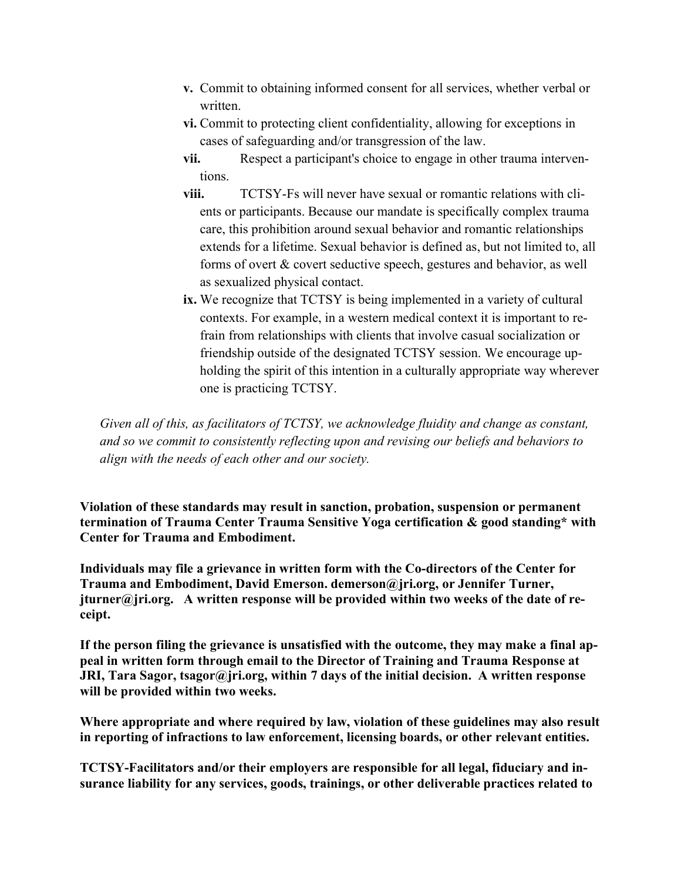- **v.** Commit to obtaining informed consent for all services, whether verbal or written.
- **vi.** Commit to protecting client confidentiality, allowing for exceptions in cases of safeguarding and/or transgression of the law.
- **vii.** Respect a participant's choice to engage in other trauma interventions.
- **viii.** TCTSY-Fs will never have sexual or romantic relations with clients or participants. Because our mandate is specifically complex trauma care, this prohibition around sexual behavior and romantic relationships extends for a lifetime. Sexual behavior is defined as, but not limited to, all forms of overt & covert seductive speech, gestures and behavior, as well as sexualized physical contact.
- **ix.** We recognize that TCTSY is being implemented in a variety of cultural contexts. For example, in a western medical context it is important to refrain from relationships with clients that involve casual socialization or friendship outside of the designated TCTSY session. We encourage upholding the spirit of this intention in a culturally appropriate way wherever one is practicing TCTSY.

*Given all of this, as facilitators of TCTSY, we acknowledge fluidity and change as constant, and so we commit to consistently reflecting upon and revising our beliefs and behaviors to align with the needs of each other and our society.*

**Violation of these standards may result in sanction, probation, suspension or permanent termination of Trauma Center Trauma Sensitive Yoga certification & good standing* with Center for Trauma and Embodiment.**

**Individuals may file a grievance in written form with the Co-directors of the Center for Trauma and Embodiment, David Emerson. demerson@jri.org, or Jennifer Turner, jturner@jri.org. A written response will be provided within two weeks of the date of receipt.**

**If the person filing the grievance is unsatisfied with the outcome, they may make a final appeal in written form through email to the Director of Training and Trauma Response at JRI, Tara Sagor, tsagor@jri.org, within 7 days of the initial decision. A written response will be provided within two weeks.**

**Where appropriate and where required by law, violation of these guidelines may also result in reporting of infractions to law enforcement, licensing boards, or other relevant entities.**

**TCTSY-Facilitators and/or their employers are responsible for all legal, fiduciary and insurance liability for any services, goods, trainings, or other deliverable practices related to**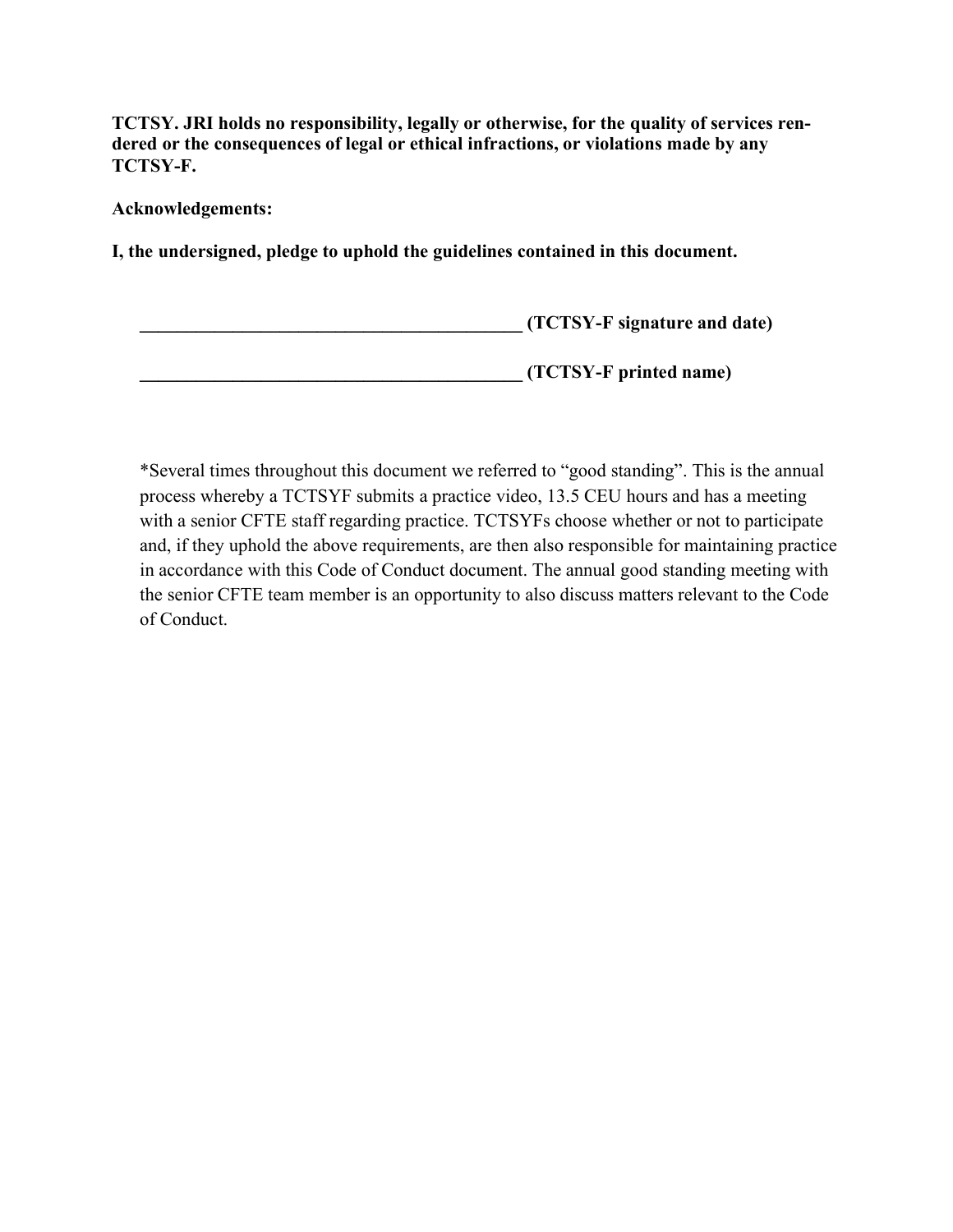**TCTSY. JRI holds no responsibility, legally or otherwise, for the quality of services rendered or the consequences of legal or ethical infractions, or violations made by any TCTSY-F.**

**Acknowledgements:**

**I, the undersigned, pledge to uphold the guidelines contained in this document.**

**___________________________________________ (TCTSY-F signature and date)**

**___________________________________________ (TCTSY-F printed name)**

*Several times throughout this document we referred to "good standing". This is the annual process whereby a TCTSYF submits a practice video, 13.5 CEU hours and has a meeting with a senior CFTE staff regarding practice. TCTSYFs choose whether or not to participate and, if they uphold the above requirements, are then also responsible for maintaining practice in accordance with this Code of Conduct document. The annual good standing meeting with the senior CFTE team member is an opportunity to also discuss matters relevant to the Code of Conduct.